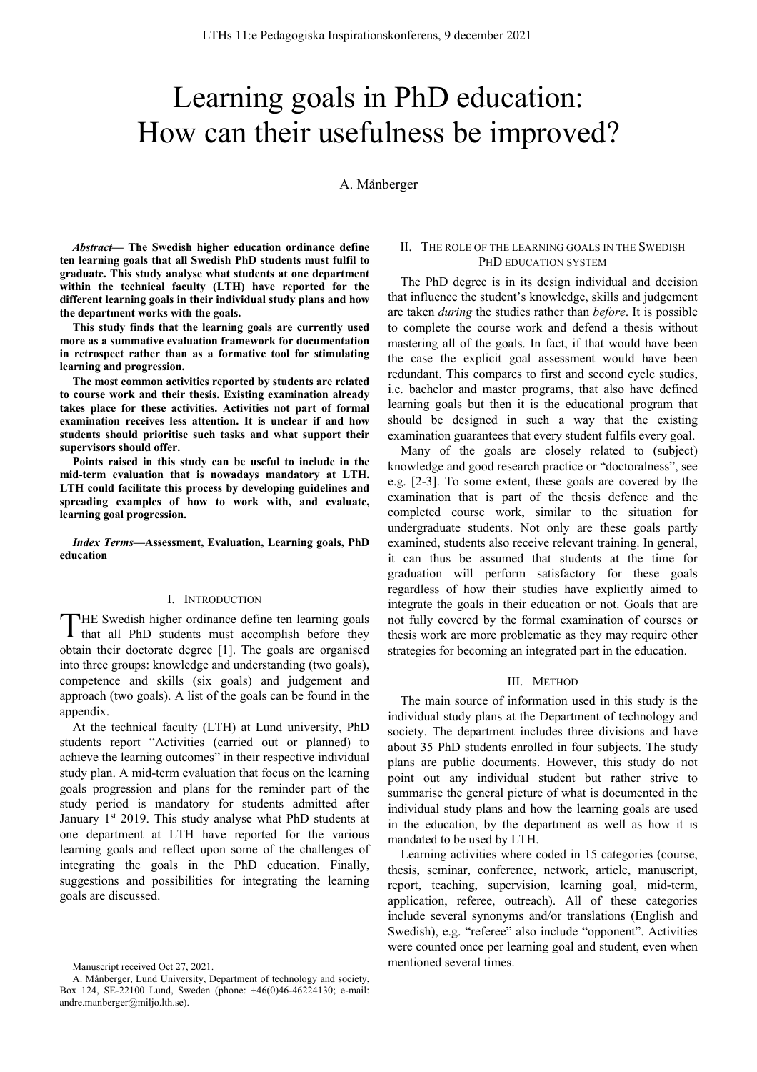# Learning goals in PhD education: How can their usefulness be improved?

A. Månberger

***Abstract*— The Swedish higher education ordinance define ten learning goals that all Swedish PhD students must fulfil to graduate. This study analyse what students at one department within the technical faculty (LTH) have reported for the different learning goals in their individual study plans and how the department works with the goals.**

**This study finds that the learning goals are currently used more as a summative evaluation framework for documentation in retrospect rather than as a formative tool for stimulating learning and progression.**

**The most common activities reported by students are related to course work and their thesis. Existing examination already takes place for these activities. Activities not part of formal examination receives less attention. It is unclear if and how students should prioritise such tasks and what support their supervisors should offer.**

**Points raised in this study can be useful to include in the mid-term evaluation that is nowadays mandatory at LTH. LTH could facilitate this process by developing guidelines and spreading examples of how to work with, and evaluate, learning goal progression.**

***Index Terms*—Assessment, Evaluation, Learning goals, PhD education**

## I. Introduction

THE Swedish higher ordinance define ten learning goals that all PhD students must accomplish before they obtain their doctorate degree [1]. The goals are organised into three groups: knowledge and understanding (two goals), competence and skills (six goals) and judgement and approach (two goals). A list of the goals can be found in the appendix.

At the technical faculty (LTH) at Lund university, PhD students report "Activities (carried out or planned) to achieve the learning outcomes" in their respective individual study plan. A mid-term evaluation that focus on the learning goals progression and plans for the reminder part of the study period is mandatory for students admitted after January 1st 2019. This study analyse what PhD students at one department at LTH have reported for the various learning goals and reflect upon some of the challenges of integrating the goals in the PhD education. Finally, suggestions and possibilities for integrating the learning goals are discussed.

Manuscript received Oct 27, 2021.

A. Månberger, Lund University, Department of technology and society, Box 124, SE-22100 Lund, Sweden (phone: +46(0)46-46224130; e-mail: andre.manberger@miljo.lth.se).

## II. The role of the learning goals in the Swedish PhD education system

The PhD degree is in its design individual and decision that influence the student's knowledge, skills and judgement are taken *during* the studies rather than *before*. It is possible to complete the course work and defend a thesis without mastering all of the goals. In fact, if that would have been the case the explicit goal assessment would have been redundant. This compares to first and second cycle studies, i.e. bachelor and master programs, that also have defined learning goals but then it is the educational program that should be designed in such a way that the existing examination guarantees that every student fulfils every goal.

Many of the goals are closely related to (subject) knowledge and good research practice or "doctoralness", see e.g. [2-3]. To some extent, these goals are covered by the examination that is part of the thesis defence and the completed course work, similar to the situation for undergraduate students. Not only are these goals partly examined, students also receive relevant training. In general, it can thus be assumed that students at the time for graduation will perform satisfactory for these goals regardless of how their studies have explicitly aimed to integrate the goals in their education or not. Goals that are not fully covered by the formal examination of courses or thesis work are more problematic as they may require other strategies for becoming an integrated part in the education.

## III. Method

The main source of information used in this study is the individual study plans at the Department of technology and society. The department includes three divisions and have about 35 PhD students enrolled in four subjects. The study plans are public documents. However, this study do not point out any individual student but rather strive to summarise the general picture of what is documented in the individual study plans and how the learning goals are used in the education, by the department as well as how it is mandated to be used by LTH.

Learning activities where coded in 15 categories (course, thesis, seminar, conference, network, article, manuscript, report, teaching, supervision, learning goal, mid-term, application, referee, outreach). All of these categories include several synonyms and/or translations (English and Swedish), e.g. "referee" also include "opponent". Activities were counted once per learning goal and student, even when mentioned several times.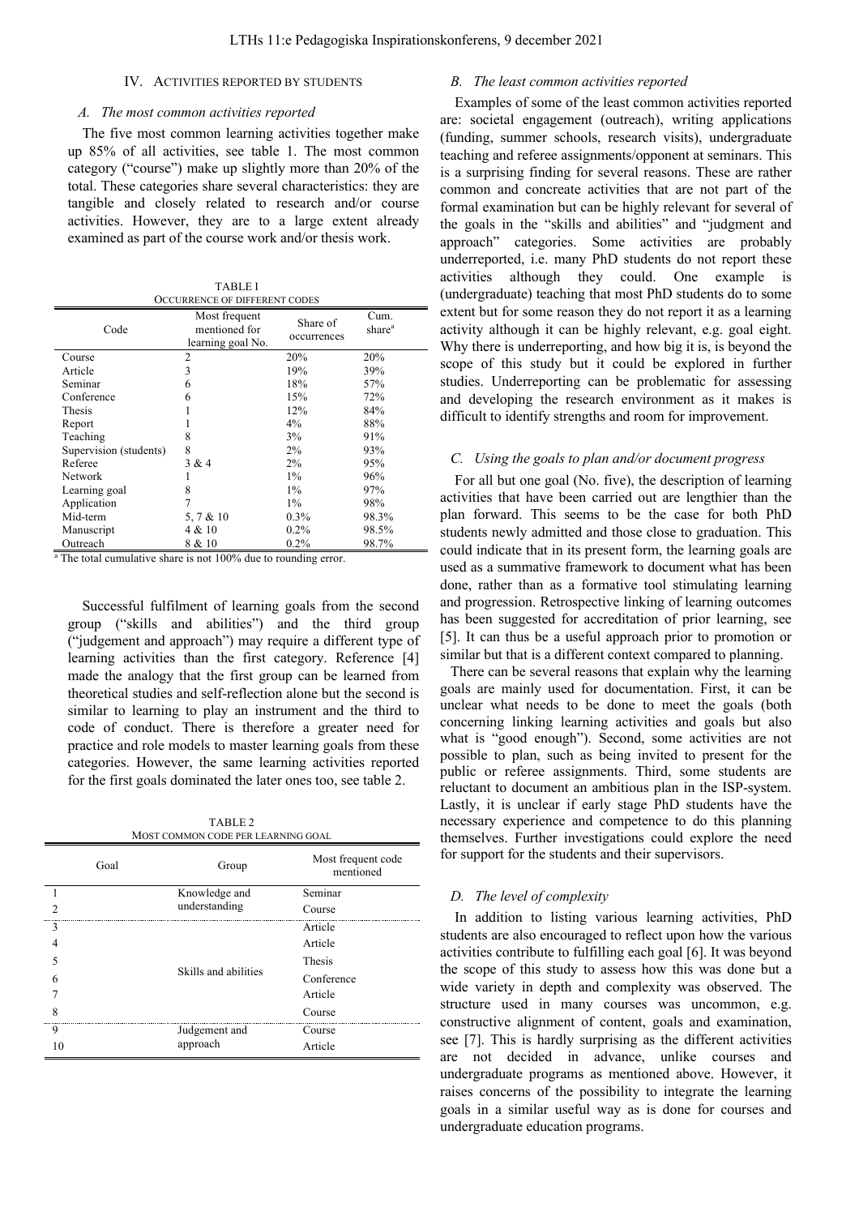## IV. Activities Reported by Students

### A. The most common activities reported

The five most common learning activities together make up 85% of all activities, see table 1. The most common category ("course") make up slightly more than 20% of the total. These categories share several characteristics: they are tangible and closely related to research and/or course activities. However, they are to a large extent already examined as part of the course work and/or thesis work.

TABLE I
OCCURRENCE OF DIFFERENT CODES

| Code | Most frequent mentioned for learning goal No. | Share of occurrences | Cum. share[a] |
|---|---|---|---|
| Course | 2 | 20% | 20% |
| Article | 3 | 19% | 39% |
| Seminar | 6 | 18% | 57% |
| Conference | 6 | 15% | 72% |
| Thesis | 1 | 12% | 84% |
| Report | 1 | 4% | 88% |
| Teaching | 8 | 3% | 91% |
| Supervision (students) | 8 | 2% | 93% |
| Referee | 3 & 4 | 2% | 95% |
| Network | 1 | 1% | 96% |
| Learning goal | 8 | 1% | 97% |
| Application | 7 | 1% | 98% |
| Mid-term | 5, 7 & 10 | 0.3% | 98.3% |
| Manuscript | 4 & 10 | 0.2% | 98.5% |
| Outreach | 8 & 10 | 0.2% | 98.7% |

[a] The total cumulative share is not 100% due to rounding error.

Successful fulfilment of learning goals from the second group ("skills and abilities") and the third group ("judgement and approach") may require a different type of learning activities than the first category. Reference [4] made the analogy that the first group can be learned from theoretical studies and self-reflection alone but the second is similar to learning to play an instrument and the third to code of conduct. There is therefore a greater need for practice and role models to master learning goals from these categories. However, the same learning activities reported for the first goals dominated the later ones too, see table 2.

TABLE 2
MOST COMMON CODE PER LEARNING GOAL

| Goal | Group | Most frequent code mentioned |
|---|---|---|
| 1 | Knowledge and understanding | Seminar |
| 2 | | Course |
| 3 | Skills and abilities | Article |
| 4 | | Article |
| 5 | | Thesis |
| 6 | | Conference |
| 7 | | Article |
| 8 | | Course |
| 9 | Judgement and approach | Course |
| 10 | | Article |

### B. The least common activities reported

Examples of some of the least common activities reported are: societal engagement (outreach), writing applications (funding, summer schools, research visits), undergraduate teaching and referee assignments/opponent at seminars. This is a surprising finding for several reasons. These are rather common and concreate activities that are not part of the formal examination but can be highly relevant for several of the goals in the "skills and abilities" and "judgment and approach" categories. Some activities are probably underreported, i.e. many PhD students do not report these activities although they could. One example is (undergraduate) teaching that most PhD students do to some extent but for some reason they do not report it as a learning activity although it can be highly relevant, e.g. goal eight. Why there is underreporting, and how big it is, is beyond the scope of this study but it could be explored in further studies. Underreporting can be problematic for assessing and developing the research environment as it makes is difficult to identify strengths and room for improvement.

### C. Using the goals to plan and/or document progress

For all but one goal (No. five), the description of learning activities that have been carried out are lengthier than the plan forward. This seems to be the case for both PhD students newly admitted and those close to graduation. This could indicate that in its present form, the learning goals are used as a summative framework to document what has been done, rather than as a formative tool stimulating learning and progression. Retrospective linking of learning outcomes has been suggested for accreditation of prior learning, see [5]. It can thus be a useful approach prior to promotion or similar but that is a different context compared to planning.

There can be several reasons that explain why the learning goals are mainly used for documentation. First, it can be unclear what needs to be done to meet the goals (both concerning linking learning activities and goals but also what is "good enough"). Second, some activities are not possible to plan, such as being invited to present for the public or referee assignments. Third, some students are reluctant to document an ambitious plan in the ISP-system. Lastly, it is unclear if early stage PhD students have the necessary experience and competence to do this planning themselves. Further investigations could explore the need for support for the students and their supervisors.

### D. The level of complexity

In addition to listing various learning activities, PhD students are also encouraged to reflect upon how the various activities contribute to fulfilling each goal [6]. It was beyond the scope of this study to assess how this was done but a wide variety in depth and complexity was observed. The structure used in many courses was uncommon, e.g. constructive alignment of content, goals and examination, see [7]. This is hardly surprising as the different activities are not decided in advance, unlike courses and undergraduate programs as mentioned above. However, it raises concerns of the possibility to integrate the learning goals in a similar useful way as is done for courses and undergraduate education programs.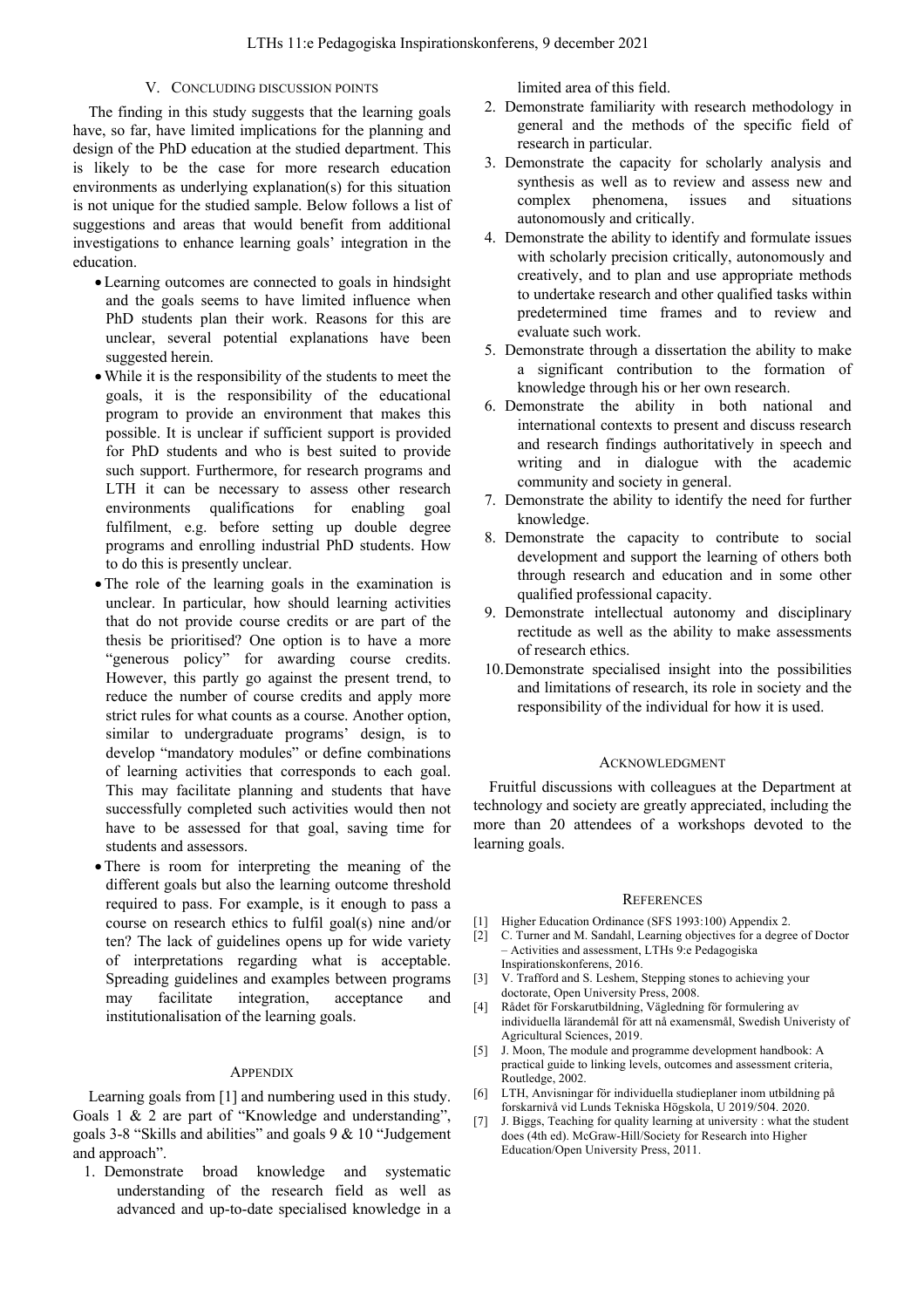## V. Concluding Discussion Points

The finding in this study suggests that the learning goals have, so far, have limited implications for the planning and design of the PhD education at the studied department. This is likely to be the case for more research education environments as underlying explanation(s) for this situation is not unique for the studied sample. Below follows a list of suggestions and areas that would benefit from additional investigations to enhance learning goals' integration in the education.

- Learning outcomes are connected to goals in hindsight and the goals seems to have limited influence when PhD students plan their work. Reasons for this are unclear, several potential explanations have been suggested herein.
- While it is the responsibility of the students to meet the goals, it is the responsibility of the educational program to provide an environment that makes this possible. It is unclear if sufficient support is provided for PhD students and who is best suited to provide such support. Furthermore, for research programs and LTH it can be necessary to assess other research environments qualifications for enabling goal fulfilment, e.g. before setting up double degree programs and enrolling industrial PhD students. How to do this is presently unclear.
- The role of the learning goals in the examination is unclear. In particular, how should learning activities that do not provide course credits or are part of the thesis be prioritised? One option is to have a more "generous policy" for awarding course credits. However, this partly go against the present trend, to reduce the number of course credits and apply more strict rules for what counts as a course. Another option, similar to undergraduate programs' design, is to develop "mandatory modules" or define combinations of learning activities that corresponds to each goal. This may facilitate planning and students that have successfully completed such activities would then not have to be assessed for that goal, saving time for students and assessors.
- There is room for interpreting the meaning of the different goals but also the learning outcome threshold required to pass. For example, is it enough to pass a course on research ethics to fulfil goal(s) nine and/or ten? The lack of guidelines opens up for wide variety of interpretations regarding what is acceptable. Spreading guidelines and examples between programs may facilitate integration, acceptance and institutionalisation of the learning goals.

## Appendix

Learning goals from [1] and numbering used in this study. Goals 1 & 2 are part of "Knowledge and understanding", goals 3-8 "Skills and abilities" and goals 9 & 10 "Judgement and approach".

1. Demonstrate broad knowledge and systematic understanding of the research field as well as advanced and up-to-date specialised knowledge in a limited area of this field.
2. Demonstrate familiarity with research methodology in general and the methods of the specific field of research in particular.
3. Demonstrate the capacity for scholarly analysis and synthesis as well as to review and assess new and complex phenomena, issues and situations autonomously and critically.
4. Demonstrate the ability to identify and formulate issues with scholarly precision critically, autonomously and creatively, and to plan and use appropriate methods to undertake research and other qualified tasks within predetermined time frames and to review and evaluate such work.
5. Demonstrate through a dissertation the ability to make a significant contribution to the formation of knowledge through his or her own research.
6. Demonstrate the ability in both national and international contexts to present and discuss research and research findings authoritatively in speech and writing and in dialogue with the academic community and society in general.
7. Demonstrate the ability to identify the need for further knowledge.
8. Demonstrate the capacity to contribute to social development and support the learning of others both through research and education and in some other qualified professional capacity.
9. Demonstrate intellectual autonomy and disciplinary rectitude as well as the ability to make assessments of research ethics.
10. Demonstrate specialised insight into the possibilities and limitations of research, its role in society and the responsibility of the individual for how it is used.

## Acknowledgment

Fruitful discussions with colleagues at the Department at technology and society are greatly appreciated, including the more than 20 attendees of a workshops devoted to the learning goals.

## References

[1] Higher Education Ordinance (SFS 1993:100) Appendix 2.

[2] C. Turner and M. Sandahl, Learning objectives for a degree of Doctor – Activities and assessment, LTHs 9:e Pedagogiska Inspirationskonferens, 2016.

[3] V. Trafford and S. Leshem, Stepping stones to achieving your doctorate, Open University Press, 2008.

[4] Rådet för Forskarutbildning, Vägledning för formulering av individuella lärandemål för att nå examensmål, Swedish Univeristy of Agricultural Sciences, 2019.

[5] J. Moon, The module and programme development handbook: A practical guide to linking levels, outcomes and assessment criteria, Routledge, 2002.

[6] LTH, Anvisningar för individuella studieplaner inom utbildning på forskarnivå vid Lunds Tekniska Högskola, U 2019/504. 2020.

[7] J. Biggs, Teaching for quality learning at university : what the student does (4th ed). McGraw-Hill/Society for Research into Higher Education/Open University Press, 2011.